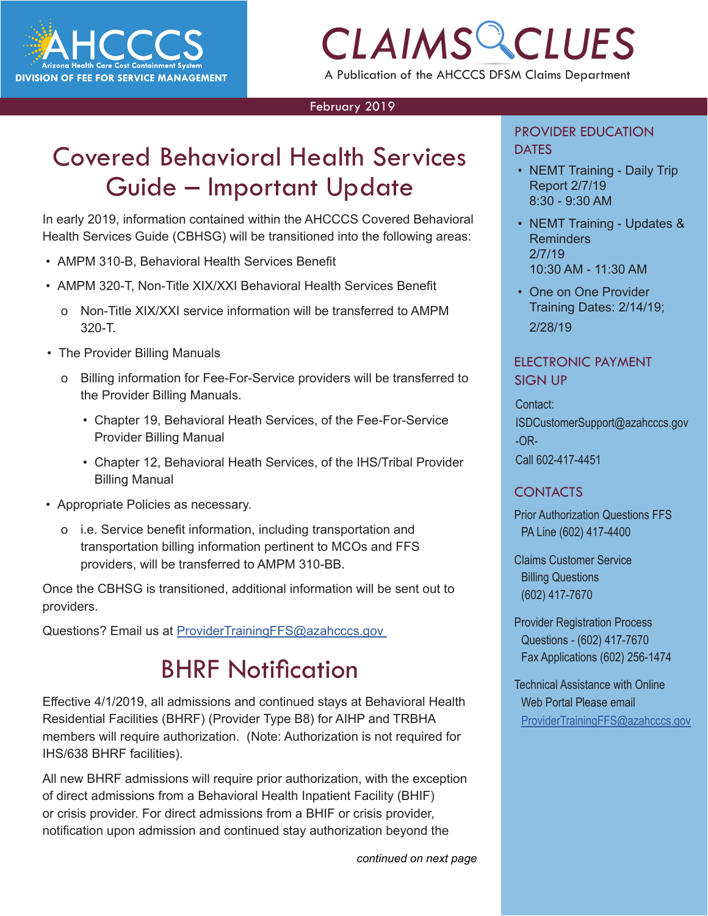AHCCCS
Arizona Health Care Cost Containment System
DIVISION OF FEE FOR SERVICE MANAGEMENT

# CLAIMS CLUES

A Publication of the AHCCCS DFSM Claims Department

February 2019

## Covered Behavioral Health Services Guide – Important Update

In early 2019, information contained within the AHCCCS Covered Behavioral Health Services Guide (CBHSG) will be transitioned into the following areas:

- AMPM 310-B, Behavioral Health Services Benefit
- AMPM 320-T, Non-Title XIX/XXI Behavioral Health Services Benefit
  - Non-Title XIX/XXI service information will be transferred to AMPM 320-T.
- The Provider Billing Manuals
  - Billing information for Fee-For-Service providers will be transferred to the Provider Billing Manuals.
    - Chapter 19, Behavioral Heath Services, of the Fee-For-Service Provider Billing Manual
    - Chapter 12, Behavioral Heath Services, of the IHS/Tribal Provider Billing Manual
- Appropriate Policies as necessary.
  - i.e. Service benefit information, including transportation and transportation billing information pertinent to MCOs and FFS providers, will be transferred to AMPM 310-BB.

Once the CBHSG is transitioned, additional information will be sent out to providers.

Questions? Email us at ProviderTrainingFFS@azahcccs.gov

## BHRF Notification

Effective 4/1/2019, all admissions and continued stays at Behavioral Health Residential Facilities (BHRF) (Provider Type B8) for AIHP and TRBHA members will require authorization. (Note: Authorization is not required for IHS/638 BHRF facilities).

All new BHRF admissions will require prior authorization, with the exception of direct admissions from a Behavioral Health Inpatient Facility (BHIF) or crisis provider. For direct admissions from a BHIF or crisis provider, notification upon admission and continued stay authorization beyond the

*continued on next page*

### PROVIDER EDUCATION DATES

- NEMT Training - Daily Trip Report 2/7/19
  8:30 - 9:30 AM
- NEMT Training - Updates & Reminders
  2/7/19
  10:30 AM - 11:30 AM
- One on One Provider Training Dates: 2/14/19; 2/28/19

### ELECTRONIC PAYMENT SIGN UP

Contact:
ISDCustomerSupport@azahcccs.gov
-OR-
Call 602-417-4451

### CONTACTS

Prior Authorization Questions FFS
PA Line (602) 417-4400

Claims Customer Service
Billing Questions
(602) 417-7670

Provider Registration Process
Questions - (602) 417-7670
Fax Applications (602) 256-1474

Technical Assistance with Online
Web Portal Please email
ProviderTrainingFFS@azahcccs.gov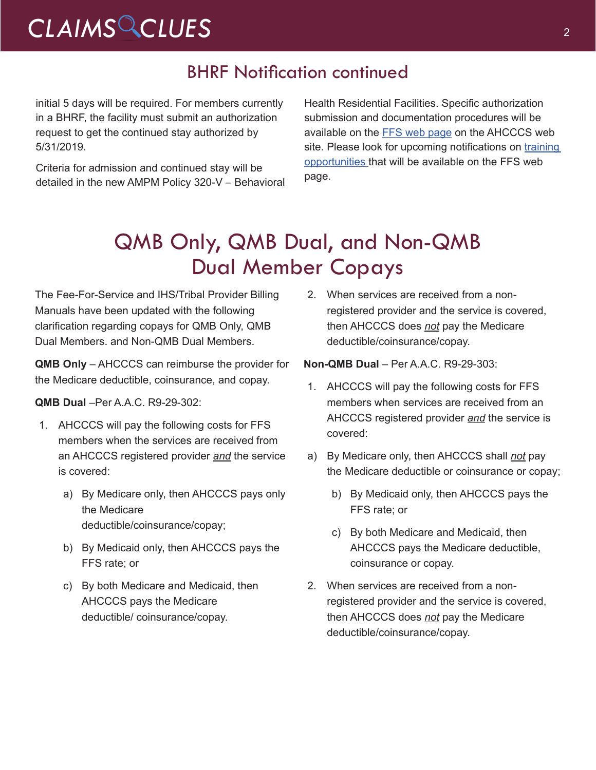## BHRF Notification continued

initial 5 days will be required. For members currently in a BHRF, the facility must submit an authorization request to get the continued stay authorized by 5/31/2019.

Criteria for admission and continued stay will be detailed in the new AMPM Policy 320-V – Behavioral Health Residential Facilities. Specific authorization submission and documentation procedures will be available on the FFS web page on the AHCCCS web site. Please look for upcoming notifications on training opportunities that will be available on the FFS web page.

# QMB Only, QMB Dual, and Non-QMB Dual Member Copays

The Fee-For-Service and IHS/Tribal Provider Billing Manuals have been updated with the following clarification regarding copays for QMB Only, QMB Dual Members. and Non-QMB Dual Members.

**QMB Only** – AHCCCS can reimburse the provider for the Medicare deductible, coinsurance, and copay.

**QMB Dual** –Per A.A.C. R9-29-302:

1. AHCCCS will pay the following costs for FFS members when the services are received from an AHCCCS registered provider *and* the service is covered:
   a) By Medicare only, then AHCCCS pays only the Medicare deductible/coinsurance/copay;
   b) By Medicaid only, then AHCCCS pays the FFS rate; or
   c) By both Medicare and Medicaid, then AHCCCS pays the Medicare deductible/ coinsurance/copay.
2. When services are received from a non-registered provider and the service is covered, then AHCCCS does *not* pay the Medicare deductible/coinsurance/copay.

**Non-QMB Dual** – Per A.A.C. R9-29-303:

1. AHCCCS will pay the following costs for FFS members when services are received from an AHCCCS registered provider *and* the service is covered:
   a) By Medicare only, then AHCCCS shall *not* pay the Medicare deductible or coinsurance or copay;
   b) By Medicaid only, then AHCCCS pays the FFS rate; or
   c) By both Medicare and Medicaid, then AHCCCS pays the Medicare deductible, coinsurance or copay.
2. When services are received from a non-registered provider and the service is covered, then AHCCCS does *not* pay the Medicare deductible/coinsurance/copay.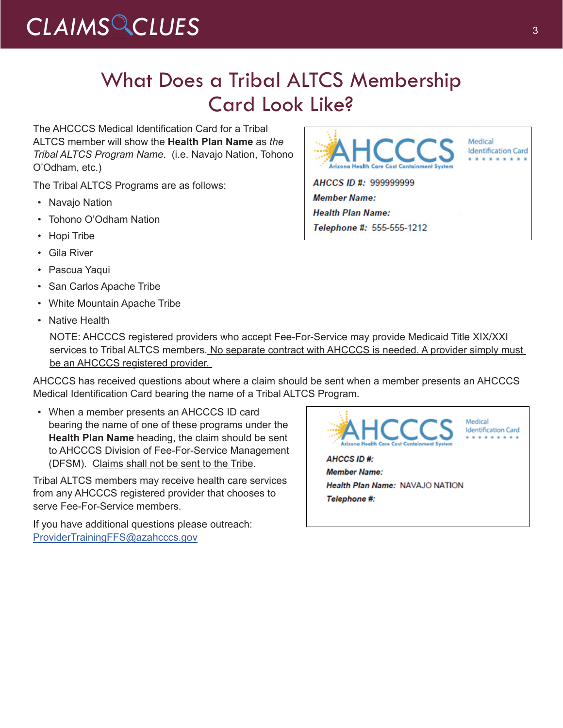# What Does a Tribal ALTCS Membership Card Look Like?

The AHCCCS Medical Identification Card for a Tribal ALTCS member will show the **Health Plan Name** as *the Tribal ALTCS Program Name*. (i.e. Navajo Nation, Tohono O'Odham, etc.)

AHCCCS
Arizona Health Care Cost Containment System
Medical Identification Card

***AHCCS ID #:*** 999999999
***Member Name:***
***Health Plan Name:***
***Telephone #:*** 555-555-1212

The Tribal ALTCS Programs are as follows:

- Navajo Nation
- Tohono O'Odham Nation
- Hopi Tribe
- Gila River
- Pascua Yaqui
- San Carlos Apache Tribe
- White Mountain Apache Tribe
- Native Health

NOTE: AHCCCS registered providers who accept Fee-For-Service may provide Medicaid Title XIX/XXI services to Tribal ALTCS members. No separate contract with AHCCCS is needed. A provider simply must be an AHCCCS registered provider.

AHCCCS has received questions about where a claim should be sent when a member presents an AHCCCS Medical Identification Card bearing the name of a Tribal ALTCS Program.

- When a member presents an AHCCCS ID card bearing the name of one of these programs under the **Health Plan Name** heading, the claim should be sent to AHCCCS Division of Fee-For-Service Management (DFSM). Claims shall not be sent to the Tribe.

AHCCCS
Arizona Health Care Cost Containment System
Medical Identification Card

***AHCCS ID #:***
***Member Name:***
***Health Plan Name:*** NAVAJO NATION
***Telephone #:***

Tribal ALTCS members may receive health care services from any AHCCCS registered provider that chooses to serve Fee-For-Service members.

If you have additional questions please outreach: ProviderTrainingFFS@azahcccs.gov